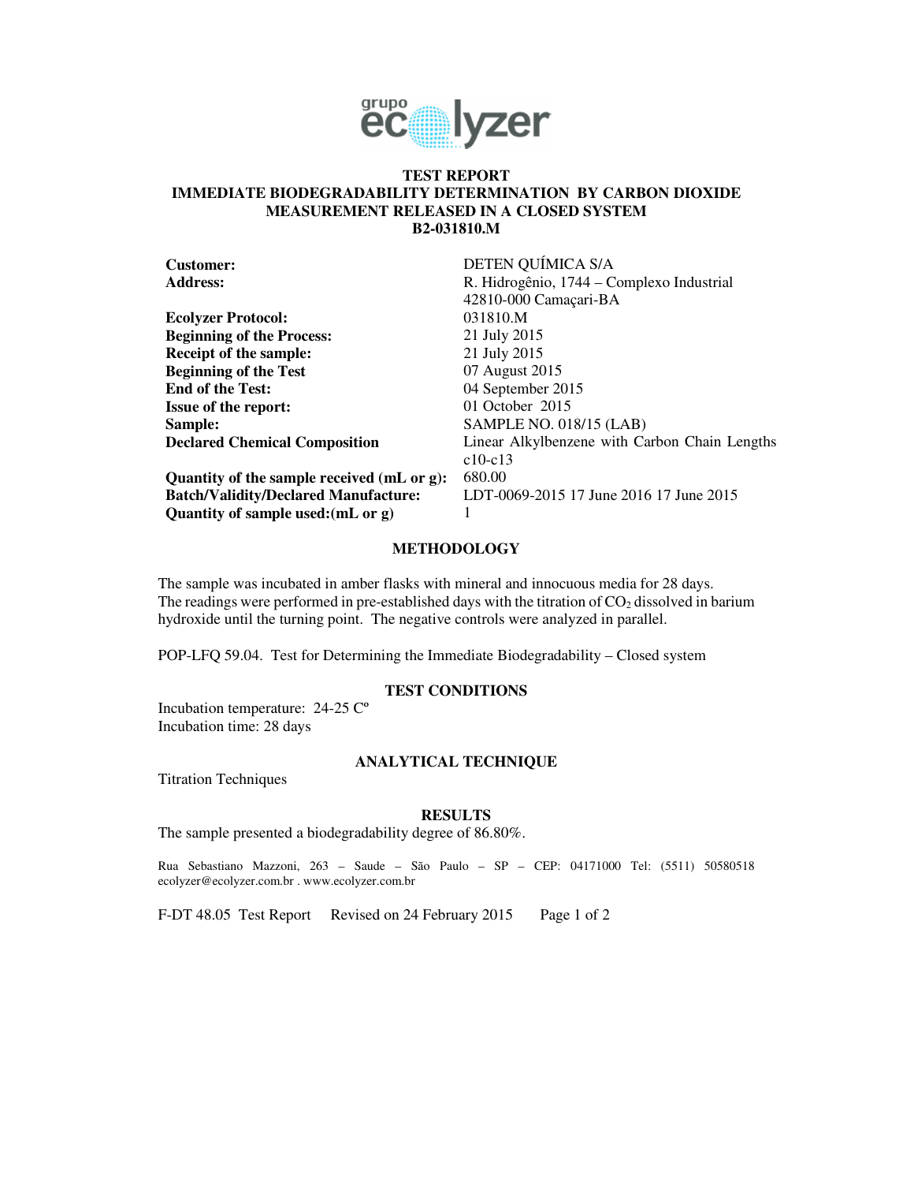# TEST REPORT
## IMMEDIATE BIODEGRADABILITY DETERMINATION BY CARBON DIOXIDE MEASUREMENT RELEASED IN A CLOSED SYSTEM
## B2-031810.M

| | |
|---|---|
| **Customer:** | DETEN QUÍMICA S/A |
| **Address:** | R. Hidrogênio, 1744 – Complexo Industrial 42810-000 Camaçari-BA |
| **Ecolyzer Protocol:** | 031810.M |
| **Beginning of the Process:** | 21 July 2015 |
| **Receipt of the sample:** | 21 July 2015 |
| **Beginning of the Test** | 07 August 2015 |
| **End of the Test:** | 04 September 2015 |
| **Issue of the report:** | 01 October 2015 |
| **Sample:** | SAMPLE NO. 018/15 (LAB) |
| **Declared Chemical Composition** | Linear Alkylbenzene with Carbon Chain Lengths c10-c13 |
| **Quantity of the sample received (mL or g):** | 680.00 |
| **Batch/Validity/Declared Manufacture:** | LDT-0069-2015 17 June 2016 17 June 2015 |
| **Quantity of sample used:(mL or g)** | 1 |

### METHODOLOGY

The sample was incubated in amber flasks with mineral and innocuous media for 28 days. The readings were performed in pre-established days with the titration of $CO_2$ dissolved in barium hydroxide until the turning point. The negative controls were analyzed in parallel.

POP-LFQ 59.04. Test for Determining the Immediate Biodegradability – Closed system

### TEST CONDITIONS

Incubation temperature: 24-25 Cº
Incubation time: 28 days

### ANALYTICAL TECHNIQUE

Titration Techniques

### RESULTS

The sample presented a biodegradability degree of 86.80%.

Rua Sebastiano Mazzoni, 263 – Saude – São Paulo – SP – CEP: 04171000 Tel: (5511) 50580518 ecolyzer@ecolyzer.com.br . www.ecolyzer.com.br

F-DT 48.05 Test Report Revised on 24 February 2015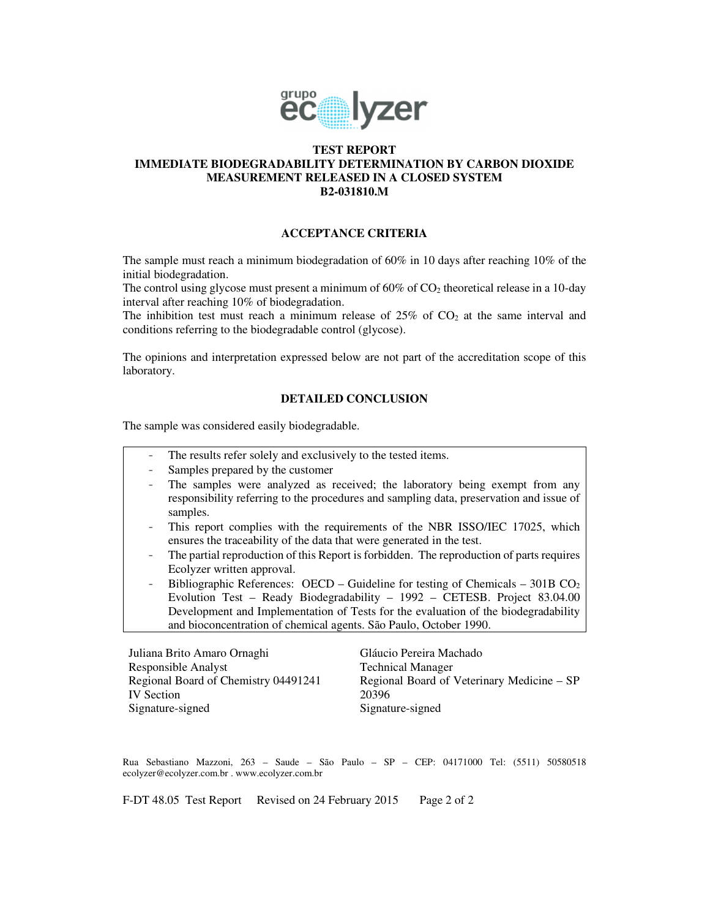grupo ecolyzer

# TEST REPORT
# IMMEDIATE BIODEGRADABILITY DETERMINATION BY CARBON DIOXIDE MEASUREMENT RELEASED IN A CLOSED SYSTEM
# B2-031810.M

## ACCEPTANCE CRITERIA

The sample must reach a minimum biodegradation of 60% in 10 days after reaching 10% of the initial biodegradation.
The control using glycose must present a minimum of 60% of $CO_2$ theoretical release in a 10-day interval after reaching 10% of biodegradation.
The inhibition test must reach a minimum release of 25% of $CO_2$ at the same interval and conditions referring to the biodegradable control (glycose).

The opinions and interpretation expressed below are not part of the accreditation scope of this laboratory.

## DETAILED CONCLUSION

The sample was considered easily biodegradable.

- The results refer solely and exclusively to the tested items.
- Samples prepared by the customer
- The samples were analyzed as received; the laboratory being exempt from any responsibility referring to the procedures and sampling data, preservation and issue of samples.
- This report complies with the requirements of the NBR ISSO/IEC 17025, which ensures the traceability of the data that were generated in the test.
- The partial reproduction of this Report is forbidden. The reproduction of parts requires Ecolyzer written approval.
- Bibliographic References: OECD – Guideline for testing of Chemicals – 301B $CO_2$ Evolution Test – Ready Biodegradability – 1992 – CETESB. Project 83.04.00 Development and Implementation of Tests for the evaluation of the biodegradability and bioconcentration of chemical agents. São Paulo, October 1990.

Juliana Brito Amaro Ornaghi
Responsible Analyst
Regional Board of Chemistry 04491241
IV Section
Signature-signed

Gláucio Pereira Machado
Technical Manager
Regional Board of Veterinary Medicine – SP 20396
Signature-signed

Rua Sebastiano Mazzoni, 263 – Saude – São Paulo – SP – CEP: 04171000 Tel: (5511) 50580518
ecolyzer@ecolyzer.com.br . www.ecolyzer.com.br

F-DT 48.05 Test Report Revised on 24 February 2015